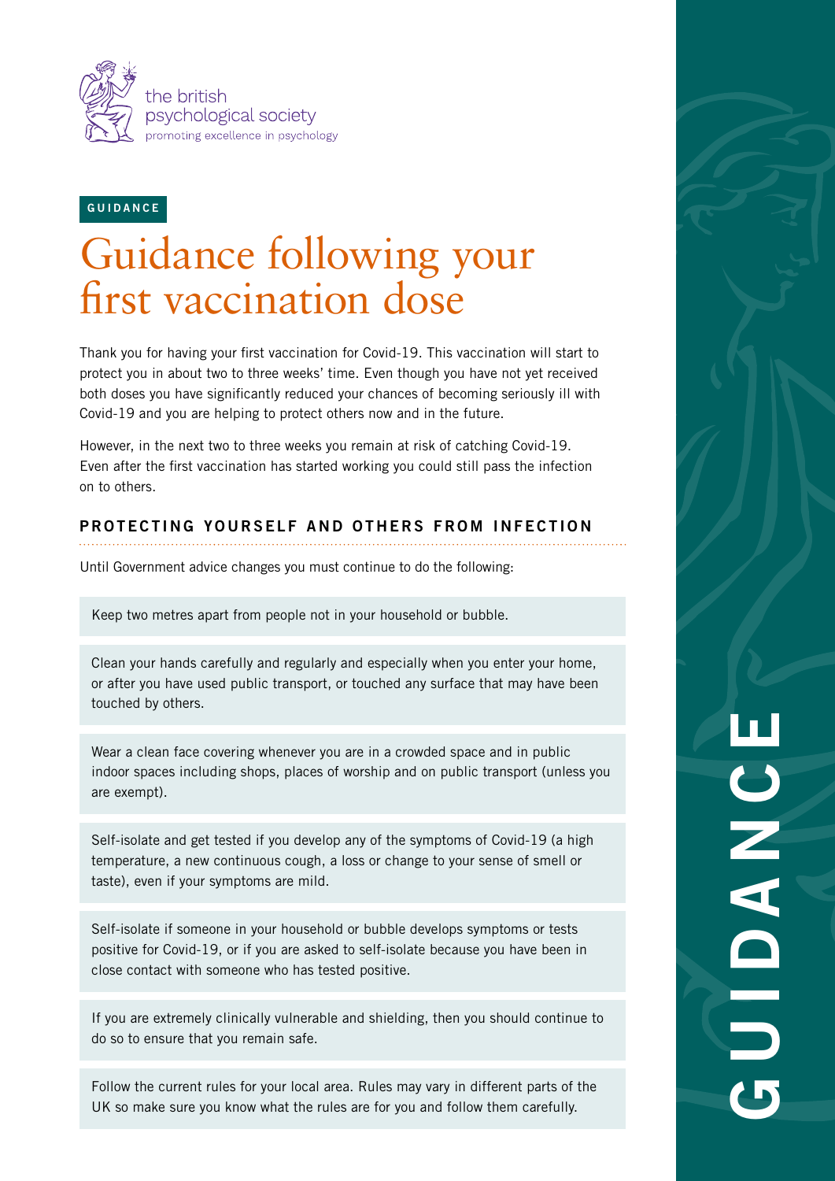the british psychological society
promoting excellence in psychology

GUIDANCE

# Guidance following your first vaccination dose

Thank you for having your first vaccination for Covid-19. This vaccination will start to protect you in about two to three weeks' time. Even though you have not yet received both doses you have significantly reduced your chances of becoming seriously ill with Covid-19 and you are helping to protect others now and in the future.

However, in the next two to three weeks you remain at risk of catching Covid-19. Even after the first vaccination has started working you could still pass the infection on to others.

## PROTECTING YOURSELF AND OTHERS FROM INFECTION

Until Government advice changes you must continue to do the following:

Keep two metres apart from people not in your household or bubble.

Clean your hands carefully and regularly and especially when you enter your home, or after you have used public transport, or touched any surface that may have been touched by others.

Wear a clean face covering whenever you are in a crowded space and in public indoor spaces including shops, places of worship and on public transport (unless you are exempt).

Self-isolate and get tested if you develop any of the symptoms of Covid-19 (a high temperature, a new continuous cough, a loss or change to your sense of smell or taste), even if your symptoms are mild.

Self-isolate if someone in your household or bubble develops symptoms or tests positive for Covid-19, or if you are asked to self-isolate because you have been in close contact with someone who has tested positive.

If you are extremely clinically vulnerable and shielding, then you should continue to do so to ensure that you remain safe.

Follow the current rules for your local area. Rules may vary in different parts of the UK so make sure you know what the rules are for you and follow them carefully.

GUIDANCE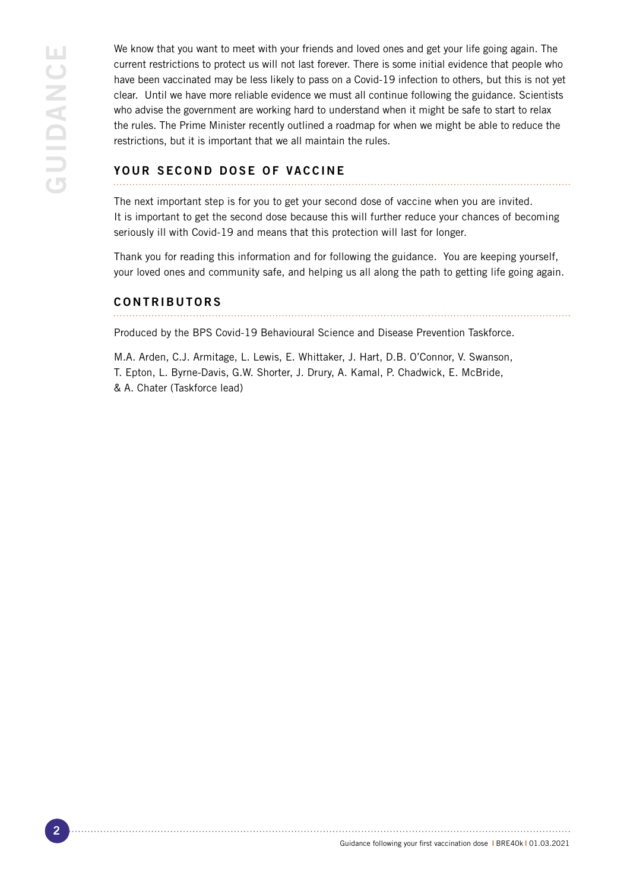We know that you want to meet with your friends and loved ones and get your life going again. The current restrictions to protect us will not last forever. There is some initial evidence that people who have been vaccinated may be less likely to pass on a Covid-19 infection to others, but this is not yet clear. Until we have more reliable evidence we must all continue following the guidance. Scientists who advise the government are working hard to understand when it might be safe to start to relax the rules. The Prime Minister recently outlined a roadmap for when we might be able to reduce the restrictions, but it is important that we all maintain the rules.

## YOUR SECOND DOSE OF VACCINE

The next important step is for you to get your second dose of vaccine when you are invited. It is important to get the second dose because this will further reduce your chances of becoming seriously ill with Covid-19 and means that this protection will last for longer.

Thank you for reading this information and for following the guidance. You are keeping yourself, your loved ones and community safe, and helping us all along the path to getting life going again.

## CONTRIBUTORS

Produced by the BPS Covid-19 Behavioural Science and Disease Prevention Taskforce.

M.A. Arden, C.J. Armitage, L. Lewis, E. Whittaker, J. Hart, D.B. O'Connor, V. Swanson, T. Epton, L. Byrne-Davis, G.W. Shorter, J. Drury, A. Kamal, P. Chadwick, E. McBride, & A. Chater (Taskforce lead)